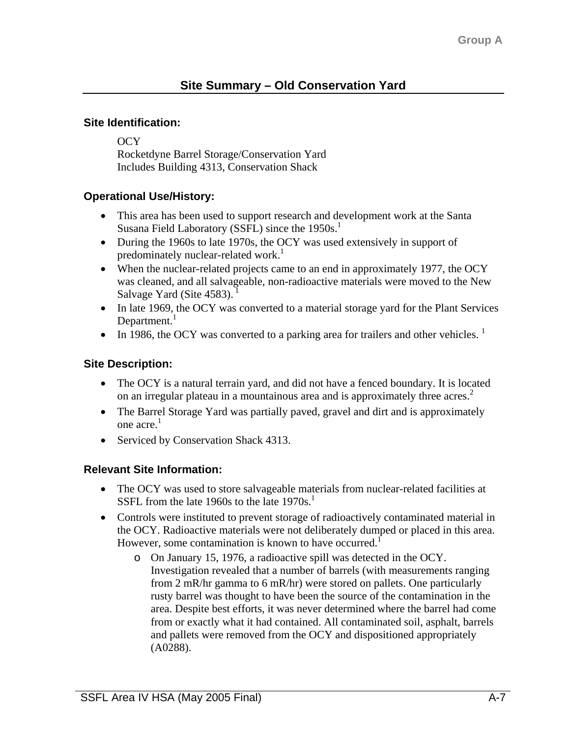# Site Summary – Old Conservation Yard

### Site Identification:

OCY
Rocketdyne Barrel Storage/Conservation Yard
Includes Building 4313, Conservation Shack

### Operational Use/History:

- This area has been used to support research and development work at the Santa Susana Field Laboratory (SSFL) since the 1950s.[1]
- During the 1960s to late 1970s, the OCY was used extensively in support of predominately nuclear-related work.[1]
- When the nuclear-related projects came to an end in approximately 1977, the OCY was cleaned, and all salvageable, non-radioactive materials were moved to the New Salvage Yard (Site 4583).[1]
- In late 1969, the OCY was converted to a material storage yard for the Plant Services Department.[1]
- In 1986, the OCY was converted to a parking area for trailers and other vehicles.[1]

### Site Description:

- The OCY is a natural terrain yard, and did not have a fenced boundary. It is located on an irregular plateau in a mountainous area and is approximately three acres.[2]
- The Barrel Storage Yard was partially paved, gravel and dirt and is approximately one acre.[1]
- Serviced by Conservation Shack 4313.

### Relevant Site Information:

- The OCY was used to store salvageable materials from nuclear-related facilities at SSFL from the late 1960s to the late 1970s.[1]
- Controls were instituted to prevent storage of radioactively contaminated material in the OCY. Radioactive materials were not deliberately dumped or placed in this area. However, some contamination is known to have occurred.[1]
  - On January 15, 1976, a radioactive spill was detected in the OCY. Investigation revealed that a number of barrels (with measurements ranging from 2 mR/hr gamma to 6 mR/hr) were stored on pallets. One particularly rusty barrel was thought to have been the source of the contamination in the area. Despite best efforts, it was never determined where the barrel had come from or exactly what it had contained. All contaminated soil, asphalt, barrels and pallets were removed from the OCY and dispositioned appropriately (A0288).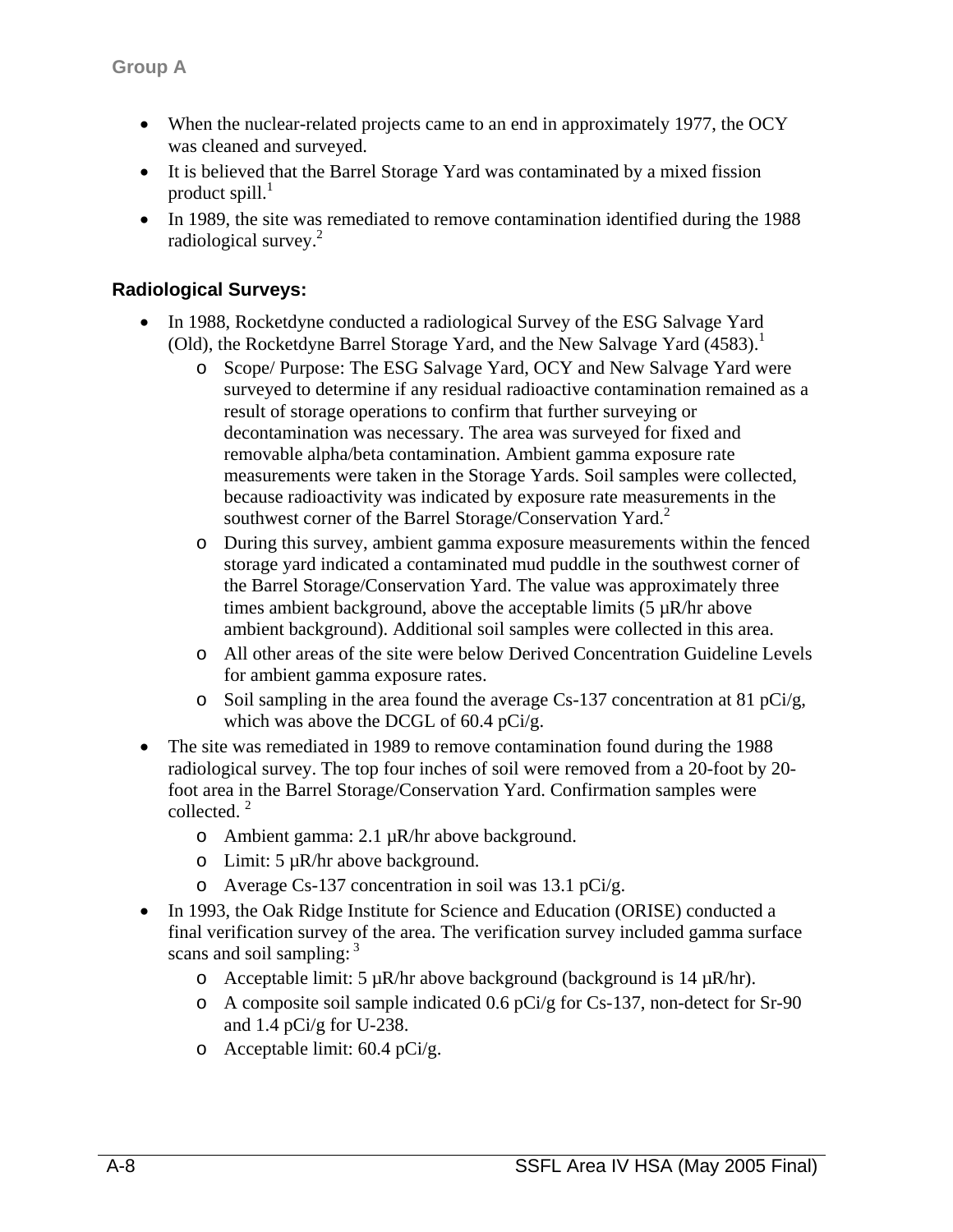Group A

- When the nuclear-related projects came to an end in approximately 1977, the OCY was cleaned and surveyed.
- It is believed that the Barrel Storage Yard was contaminated by a mixed fission product spill.[1]
- In 1989, the site was remediated to remove contamination identified during the 1988 radiological survey.[2]

## Radiological Surveys:

- In 1988, Rocketdyne conducted a radiological Survey of the ESG Salvage Yard (Old), the Rocketdyne Barrel Storage Yard, and the New Salvage Yard (4583).[1]
    - Scope/ Purpose: The ESG Salvage Yard, OCY and New Salvage Yard were surveyed to determine if any residual radioactive contamination remained as a result of storage operations to confirm that further surveying or decontamination was necessary. The area was surveyed for fixed and removable alpha/beta contamination. Ambient gamma exposure rate measurements were taken in the Storage Yards. Soil samples were collected, because radioactivity was indicated by exposure rate measurements in the southwest corner of the Barrel Storage/Conservation Yard.[2]
    - During this survey, ambient gamma exposure measurements within the fenced storage yard indicated a contaminated mud puddle in the southwest corner of the Barrel Storage/Conservation Yard. The value was approximately three times ambient background, above the acceptable limits (5 µR/hr above ambient background). Additional soil samples were collected in this area.
    - All other areas of the site were below Derived Concentration Guideline Levels for ambient gamma exposure rates.
    - Soil sampling in the area found the average Cs-137 concentration at 81 pCi/g, which was above the DCGL of 60.4 pCi/g.
- The site was remediated in 1989 to remove contamination found during the 1988 radiological survey. The top four inches of soil were removed from a 20-foot by 20-foot area in the Barrel Storage/Conservation Yard. Confirmation samples were collected.[2]
    - Ambient gamma: 2.1 µR/hr above background.
    - Limit: 5 µR/hr above background.
    - Average Cs-137 concentration in soil was 13.1 pCi/g.
- In 1993, the Oak Ridge Institute for Science and Education (ORISE) conducted a final verification survey of the area. The verification survey included gamma surface scans and soil sampling:[3]
    - Acceptable limit: 5 µR/hr above background (background is 14 µR/hr).
    - A composite soil sample indicated 0.6 pCi/g for Cs-137, non-detect for Sr-90 and 1.4 pCi/g for U-238.
    - Acceptable limit: 60.4 pCi/g.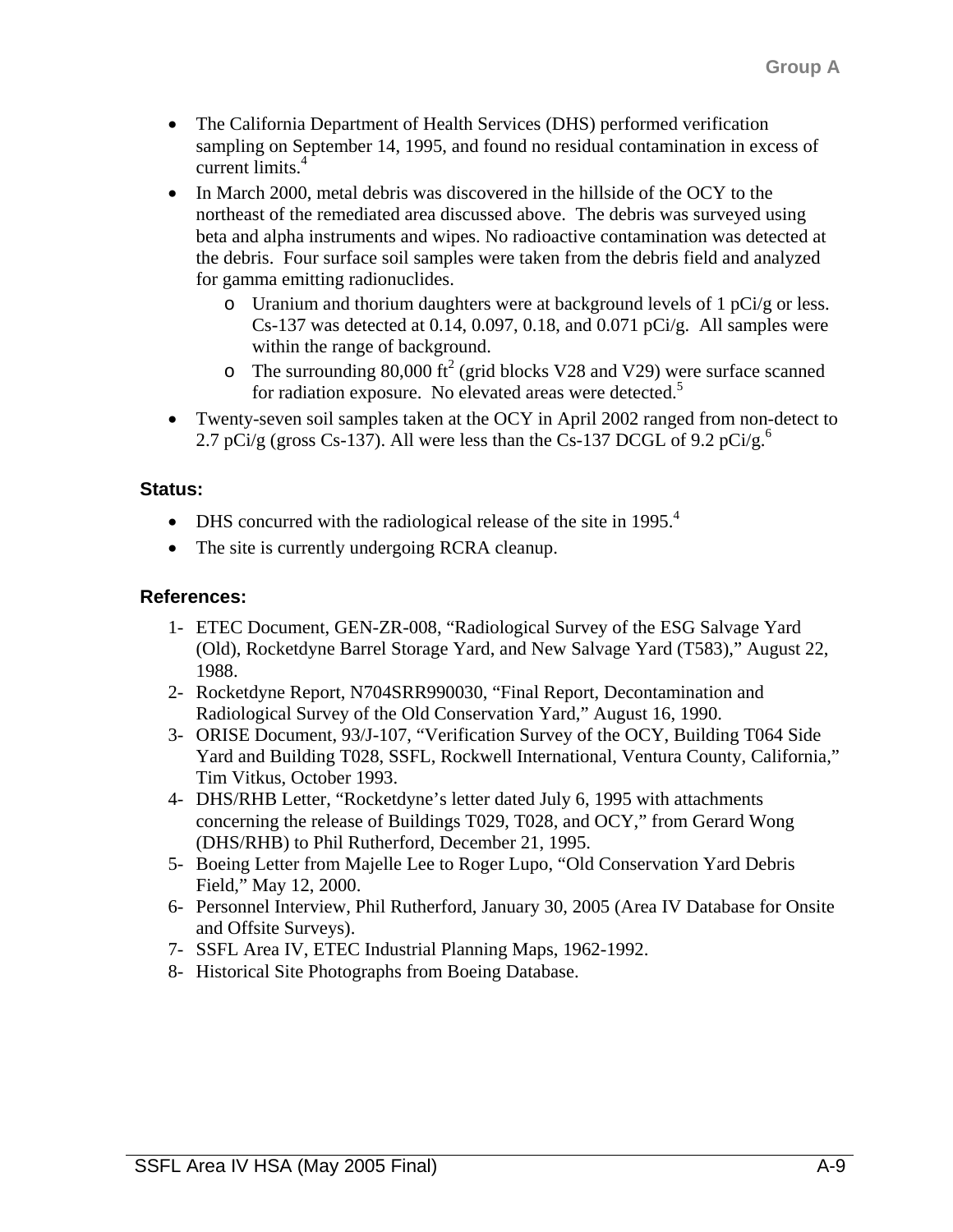- The California Department of Health Services (DHS) performed verification sampling on September 14, 1995, and found no residual contamination in excess of current limits.[4]
- In March 2000, metal debris was discovered in the hillside of the OCY to the northeast of the remediated area discussed above. The debris was surveyed using beta and alpha instruments and wipes. No radioactive contamination was detected at the debris. Four surface soil samples were taken from the debris field and analyzed for gamma emitting radionuclides.
  - Uranium and thorium daughters were at background levels of 1 pCi/g or less. Cs-137 was detected at 0.14, 0.097, 0.18, and 0.071 pCi/g. All samples were within the range of background.
  - The surrounding 80,000 $ft^2$ (grid blocks V28 and V29) were surface scanned for radiation exposure. No elevated areas were detected.[5]
- Twenty-seven soil samples taken at the OCY in April 2002 ranged from non-detect to 2.7 pCi/g (gross Cs-137). All were less than the Cs-137 DCGL of 9.2 pCi/g.[6]

### Status:

- DHS concurred with the radiological release of the site in 1995.[4]
- The site is currently undergoing RCRA cleanup.

### References:

1- ETEC Document, GEN-ZR-008, "Radiological Survey of the ESG Salvage Yard (Old), Rocketdyne Barrel Storage Yard, and New Salvage Yard (T583)," August 22, 1988.
2- Rocketdyne Report, N704SRR990030, "Final Report, Decontamination and Radiological Survey of the Old Conservation Yard," August 16, 1990.
3- ORISE Document, 93/J-107, "Verification Survey of the OCY, Building T064 Side Yard and Building T028, SSFL, Rockwell International, Ventura County, California," Tim Vitkus, October 1993.
4- DHS/RHB Letter, "Rocketdyne's letter dated July 6, 1995 with attachments concerning the release of Buildings T029, T028, and OCY," from Gerard Wong (DHS/RHB) to Phil Rutherford, December 21, 1995.
5- Boeing Letter from Majelle Lee to Roger Lupo, "Old Conservation Yard Debris Field," May 12, 2000.
6- Personnel Interview, Phil Rutherford, January 30, 2005 (Area IV Database for Onsite and Offsite Surveys).
7- SSFL Area IV, ETEC Industrial Planning Maps, 1962-1992.
8- Historical Site Photographs from Boeing Database.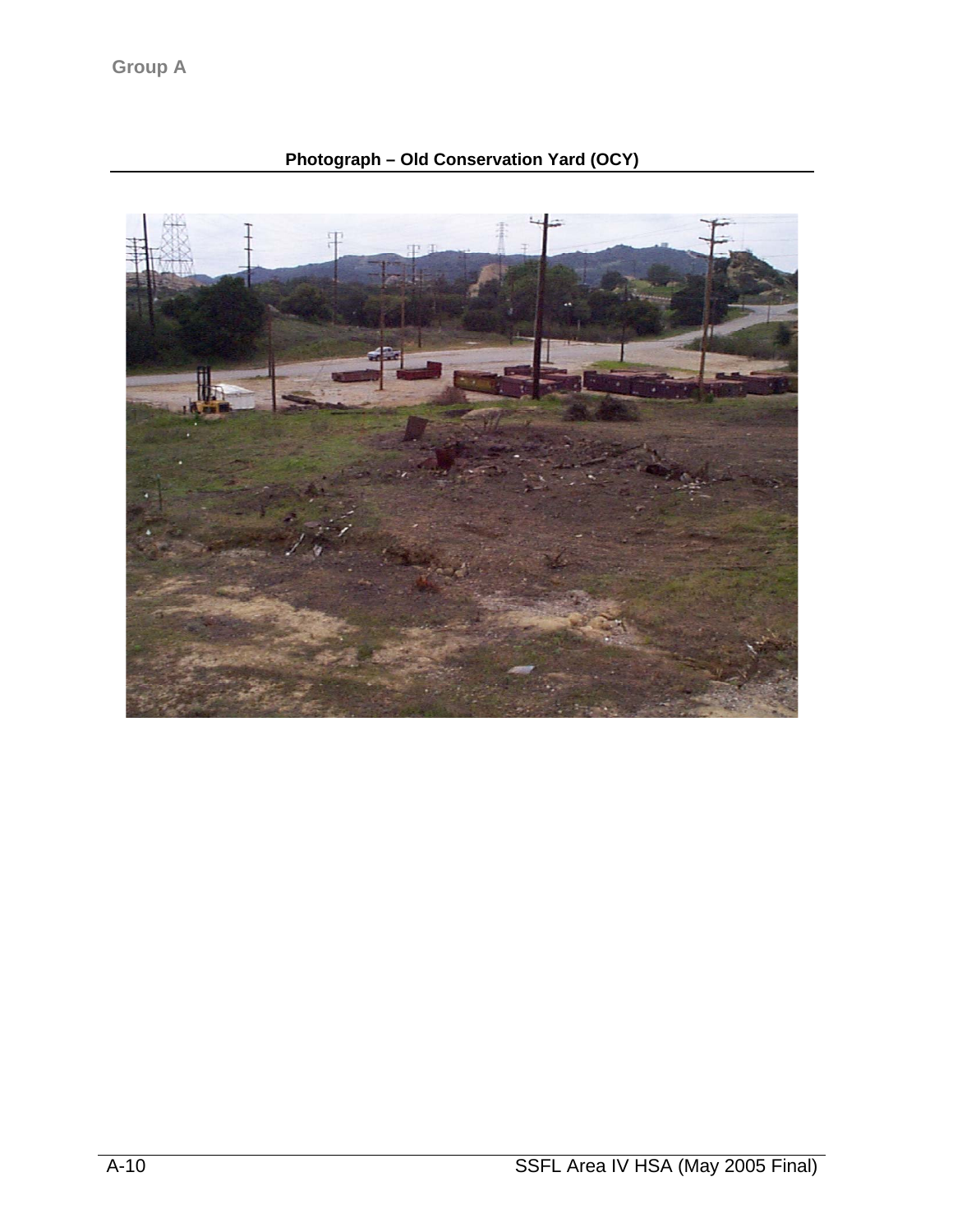Group A

**Photograph – Old Conservation Yard (OCY)**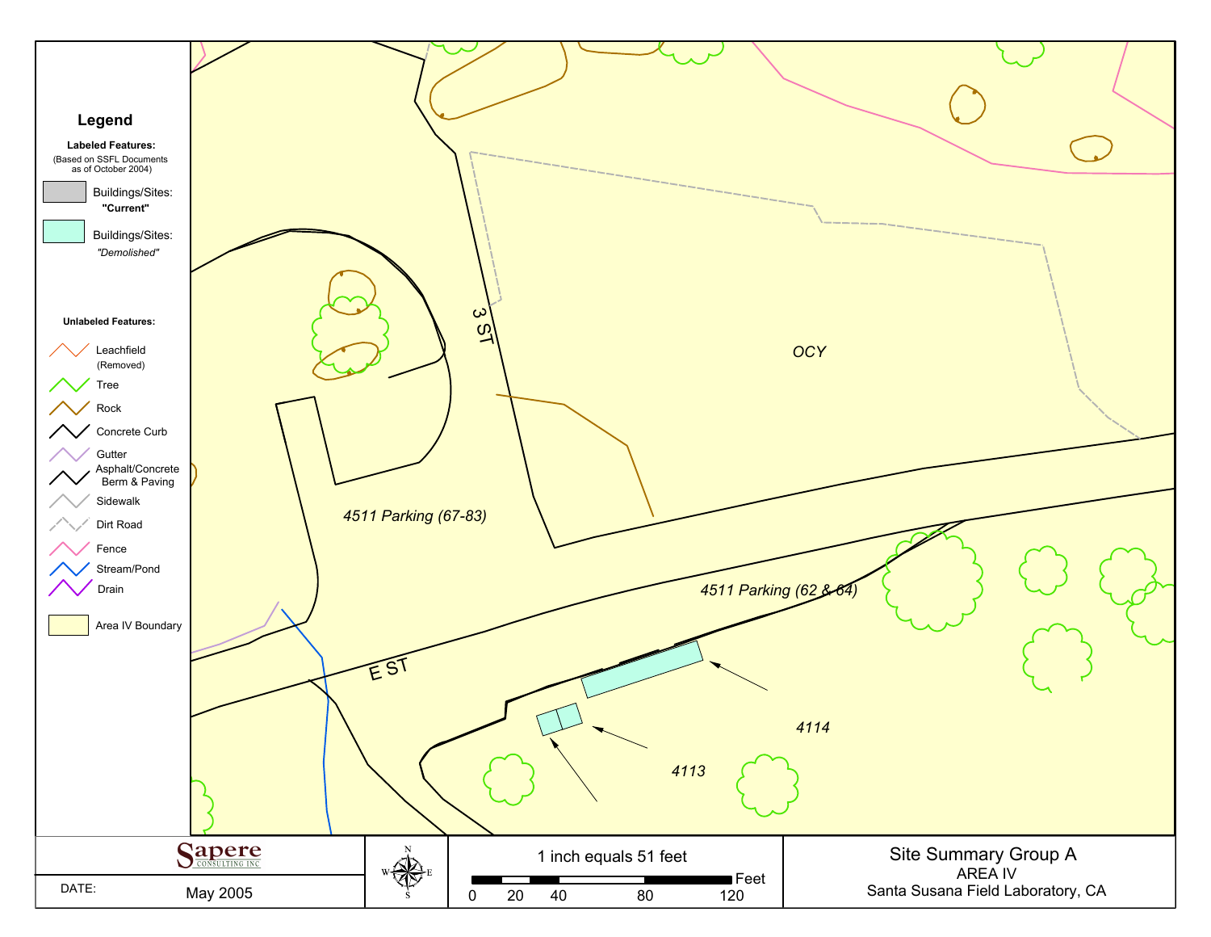**Legend**

**Labeled Features:**
(Based on SSFL Documents as of October 2004)

Buildings/Sites: **"Current"**

Buildings/Sites: ***"Demolished"***

**Unlabeled Features:**

- Leachfield (Removed)
- Tree
- Rock
- Concrete Curb
- Gutter
- Asphalt/Concrete Berm & Paving
- Sidewalk
- Dirt Road
- Fence
- Stream/Pond
- Drain

Area IV Boundary

3 ST

OCY

*4511 Parking (67-83)*

*4511 Parking (62 & 64)*

E ST

*4114*

*4113*

Sapere CONSULTING INC

DATE: May 2005

N W E S

1 inch equals 51 feet

0 20 40 80 120 Feet

Site Summary Group A
AREA IV
Santa Susana Field Laboratory, CA